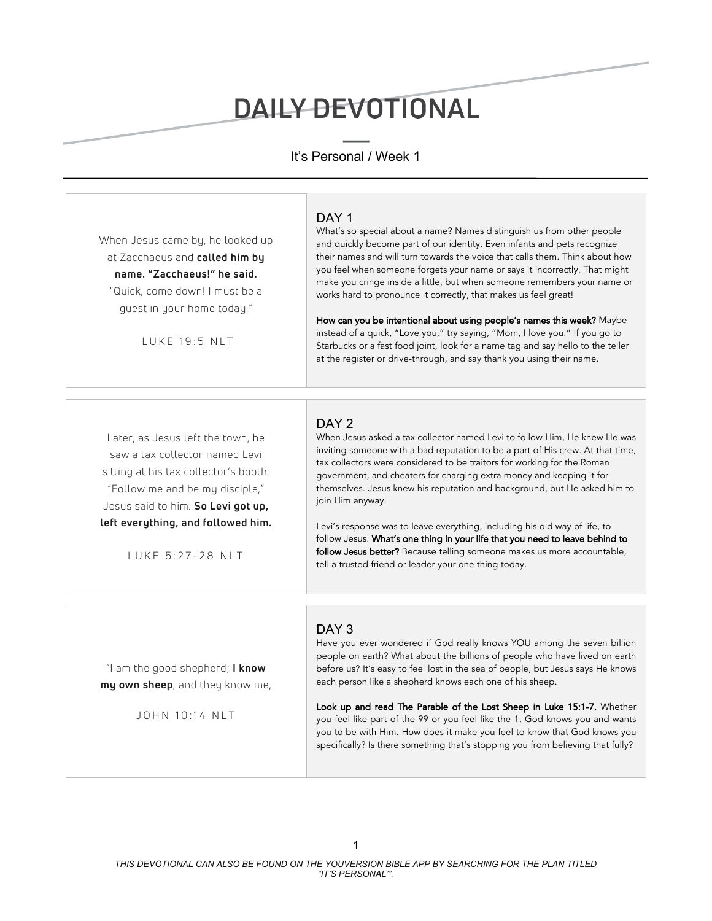# DAILY DEVOTIONAL

It's Personal / Week 1

When Jesus came by, he looked up at Zacchaeus and **called him by name. "Zacchaeus!" he said.** "Quick, come down! I must be a guest in your home today."

LUKE 19:5 NLT

## DAY 1

What's so special about a name? Names distinguish us from other people and quickly become part of our identity. Even infants and pets recognize their names and will turn towards the voice that calls them. Think about how you feel when someone forgets your name or says it incorrectly. That might make you cringe inside a little, but when someone remembers your name or works hard to pronounce it correctly, that makes us feel great!

**How can you be intentional about using people's names this week?** Maybe instead of a quick, "Love you," try saying, "Mom, I love you." If you go to Starbucks or a fast food joint, look for a name tag and say hello to the teller at the register or drive-through, and say thank you using their name.

Later, as Jesus left the town, he saw a tax collector named Levi sitting at his tax collector's booth. "Follow me and be my disciple," Jesus said to him. **So Levi got up, left everything, and followed him.**

LUKE 5:27-28 NLT

## DAY 2

When Jesus asked a tax collector named Levi to follow Him, He knew He was inviting someone with a bad reputation to be a part of His crew. At that time, tax collectors were considered to be traitors for working for the Roman government, and cheaters for charging extra money and keeping it for themselves. Jesus knew his reputation and background, but He asked him to join Him anyway.

Levi's response was to leave everything, including his old way of life, to follow Jesus. **What's one thing in your life that you need to leave behind to follow Jesus better?** Because telling someone makes us more accountable, tell a trusted friend or leader your one thing today.

"I am the good shepherd; **I know my own sheep**, and they know me,

JOHN 10:14 NLT

## DAY 3

Have you ever wondered if God really knows YOU among the seven billion people on earth? What about the billions of people who have lived on earth before us? It's easy to feel lost in the sea of people, but Jesus says He knows each person like a shepherd knows each one of his sheep.

**Look up and read The Parable of the Lost Sheep in Luke 15:1-7.** Whether you feel like part of the 99 or you feel like the 1, God knows you and wants you to be with Him. How does it make you feel to know that God knows you specifically? Is there something that's stopping you from believing that fully?

*THIS DEVOTIONAL CAN ALSO BE FOUND ON THE YOUVERSION BIBLE APP BY SEARCHING FOR THE PLAN TITLED "IT'S PERSONAL"'.*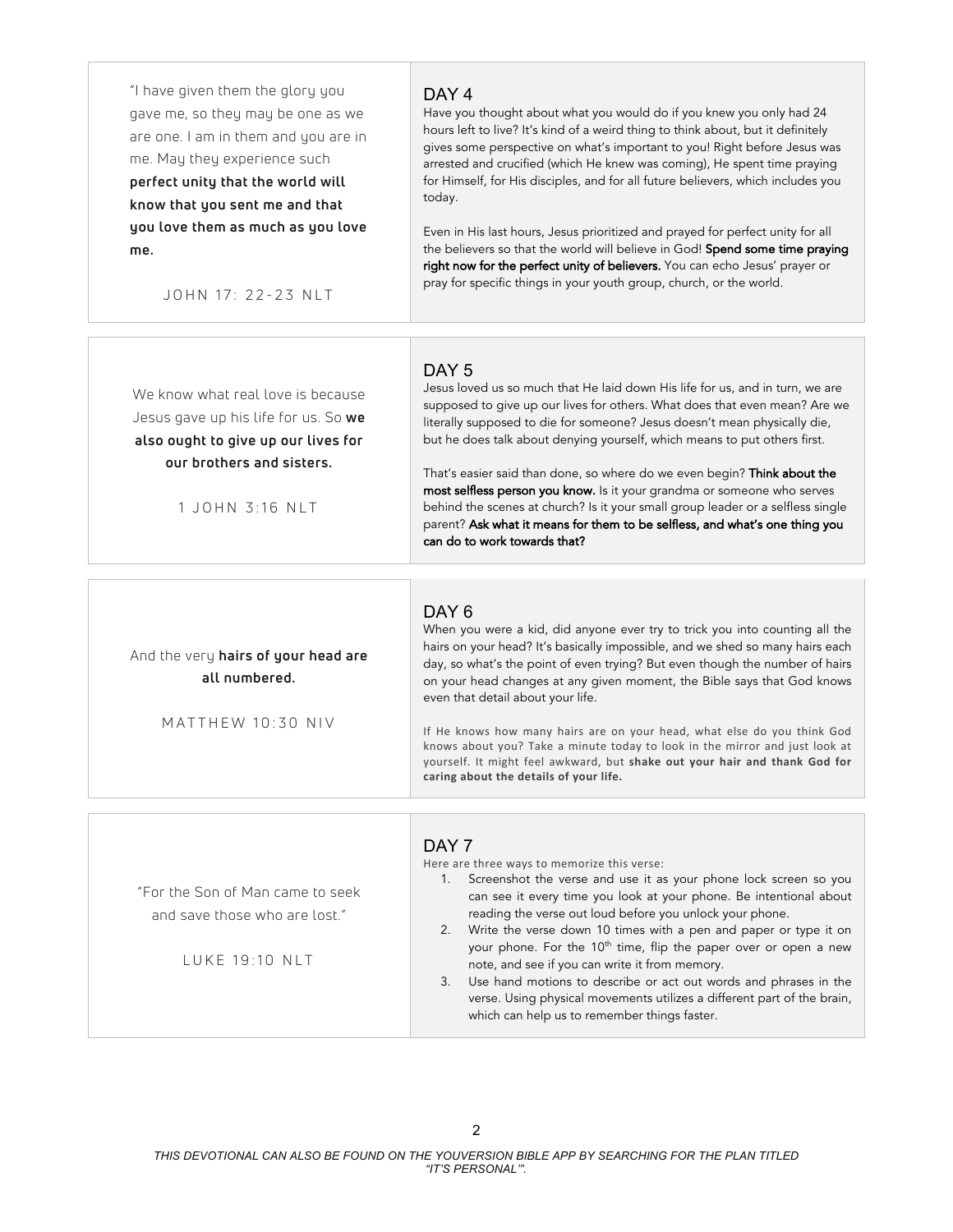"I have given them the glory you gave me, so they may be one as we are one. I am in them and you are in me. May they experience such **perfect unity that the world will know that you sent me and that you love them as much as you love me.**

JOHN 17: 22-23 NLT

## DAY 4

Have you thought about what you would do if you knew you only had 24 hours left to live? It's kind of a weird thing to think about, but it definitely gives some perspective on what's important to you! Right before Jesus was arrested and crucified (which He knew was coming), He spent time praying for Himself, for His disciples, and for all future believers, which includes you today.

Even in His last hours, Jesus prioritized and prayed for perfect unity for all the believers so that the world will believe in God! **Spend some time praying right now for the perfect unity of believers.** You can echo Jesus' prayer or pray for specific things in your youth group, church, or the world.

We know what real love is because Jesus gave up his life for us. So **we also ought to give up our lives for our brothers and sisters.**

1 JOHN 3:16 NLT

## DAY 5

Jesus loved us so much that He laid down His life for us, and in turn, we are supposed to give up our lives for others. What does that even mean? Are we literally supposed to die for someone? Jesus doesn't mean physically die, but he does talk about denying yourself, which means to put others first.

That's easier said than done, so where do we even begin? **Think about the most selfless person you know.** Is it your grandma or someone who serves behind the scenes at church? Is it your small group leader or a selfless single parent? **Ask what it means for them to be selfless, and what's one thing you can do to work towards that?**

And the very **hairs of your head are all numbered.**

MATTHEW 10:30 NIV

## DAY 6

When you were a kid, did anyone ever try to trick you into counting all the hairs on your head? It's basically impossible, and we shed so many hairs each day, so what's the point of even trying? But even though the number of hairs on your head changes at any given moment, the Bible says that God knows even that detail about your life.

If He knows how many hairs are on your head, what else do you think God knows about you? Take a minute today to look in the mirror and just look at yourself. It might feel awkward, but **shake out your hair and thank God for caring about the details of your life.**

"For the Son of Man came to seek and save those who are lost."

LUKE 19:10 NLT

## DAY 7

Here are three ways to memorize this verse:

1. Screenshot the verse and use it as your phone lock screen so you can see it every time you look at your phone. Be intentional about reading the verse out loud before you unlock your phone.
2. Write the verse down 10 times with a pen and paper or type it on your phone. For the 10th time, flip the paper over or open a new note, and see if you can write it from memory.
3. Use hand motions to describe or act out words and phrases in the verse. Using physical movements utilizes a different part of the brain, which can help us to remember things faster.

*THIS DEVOTIONAL CAN ALSO BE FOUND ON THE YOUVERSION BIBLE APP BY SEARCHING FOR THE PLAN TITLED "IT'S PERSONAL".*